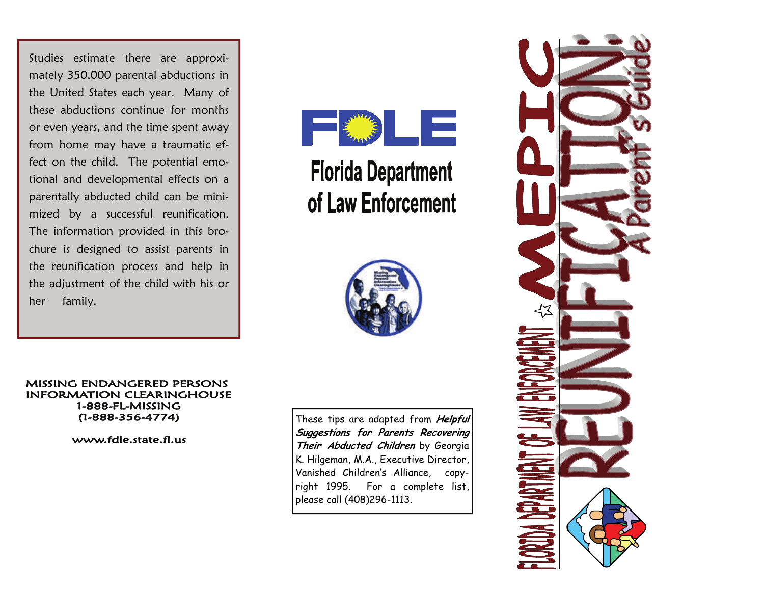Studies estimate there are approximately 350,000 parental abductions in the United States each year. Many of these abductions continue for months or even years, and the time spent away from home may have a traumatic effect on the child. The potential emotional and developmental effects on a parentally abducted child can be minimized by a successful reunification. The information provided in this brochure is designed to assist parents in the reunification process and help in the adjustment of the child with his or her family.

**MISSING ENDANGERED PERSONS INFORMATION CLEARINGHOUSE**
**1-888-FL-MISSING**
**(1-888-356-4774)**

**www.fdle.state.fl.us**

# FDLE

## Florida Department of Law Enforcement

These tips are adapted from ***Helpful Suggestions for Parents Recovering Their Abducted Children*** by Georgia K. Hilgeman, M.A., Executive Director, Vanished Children's Alliance, copyright 1995. For a complete list, please call (408)296-1113.

FLORIDA DEPARTMENT OF LAW ENFORCEMENT

# MEPIC

# REUNIFICATION:

## A Parent's Guide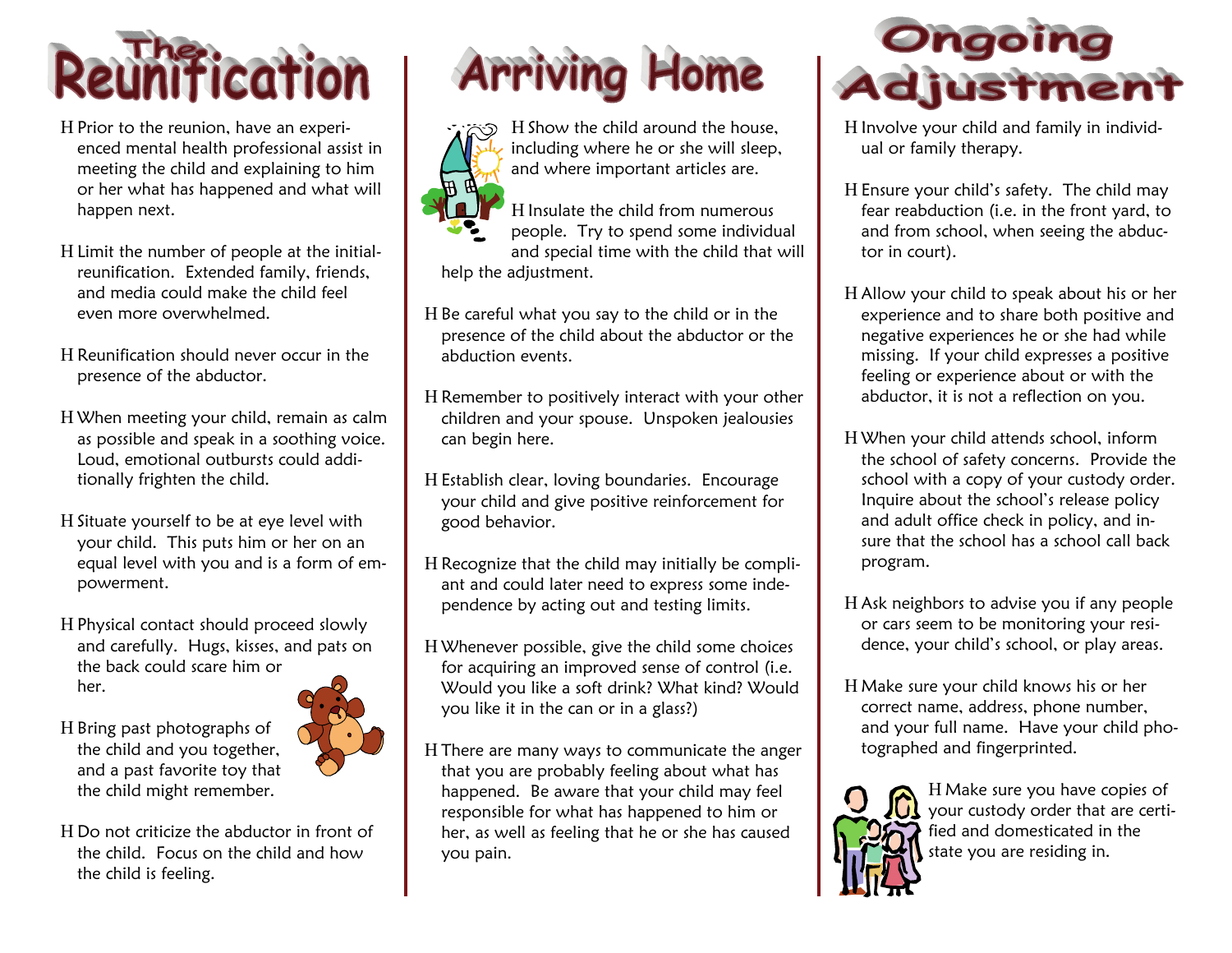# The Reunification

- Prior to the reunion, have an experienced mental health professional assist in meeting the child and explaining to him or her what has happened and what will happen next.

- Limit the number of people at the initial-reunification. Extended family, friends, and media could make the child feel even more overwhelmed.

- Reunification should never occur in the presence of the abductor.

- When meeting your child, remain as calm as possible and speak in a soothing voice. Loud, emotional outbursts could additionally frighten the child.

- Situate yourself to be at eye level with your child. This puts him or her on an equal level with you and is a form of empowerment.

- Physical contact should proceed slowly and carefully. Hugs, kisses, and pats on the back could scare him or her.

- Bring past photographs of the child and you together, and a past favorite toy that the child might remember.

- Do not criticize the abductor in front of the child. Focus on the child and how the child is feeling.

# Arriving Home

- Show the child around the house, including where he or she will sleep, and where important articles are.

- Insulate the child from numerous people. Try to spend some individual and special time with the child that will help the adjustment.

- Be careful what you say to the child or in the presence of the child about the abductor or the abduction events.

- Remember to positively interact with your other children and your spouse. Unspoken jealousies can begin here.

- Establish clear, loving boundaries. Encourage your child and give positive reinforcement for good behavior.

- Recognize that the child may initially be compliant and could later need to express some independence by acting out and testing limits.

- Whenever possible, give the child some choices for acquiring an improved sense of control (i.e. Would you like a soft drink? What kind? Would you like it in the can or in a glass?)

- There are many ways to communicate the anger that you are probably feeling about what has happened. Be aware that your child may feel responsible for what has happened to him or her, as well as feeling that he or she has caused you pain.

# Ongoing Adjustment

- Involve your child and family in individual or family therapy.

- Ensure your child's safety. The child may fear reabduction (i.e. in the front yard, to and from school, when seeing the abductor in court).

- Allow your child to speak about his or her experience and to share both positive and negative experiences he or she had while missing. If your child expresses a positive feeling or experience about or with the abductor, it is not a reflection on you.

- When your child attends school, inform the school of safety concerns. Provide the school with a copy of your custody order. Inquire about the school's release policy and adult office check in policy, and insure that the school has a school call back program.

- Ask neighbors to advise you if any people or cars seem to be monitoring your residence, your child's school, or play areas.

- Make sure your child knows his or her correct name, address, phone number, and your full name. Have your child photographed and fingerprinted.

- Make sure you have copies of your custody order that are certified and domesticated in the state you are residing in.